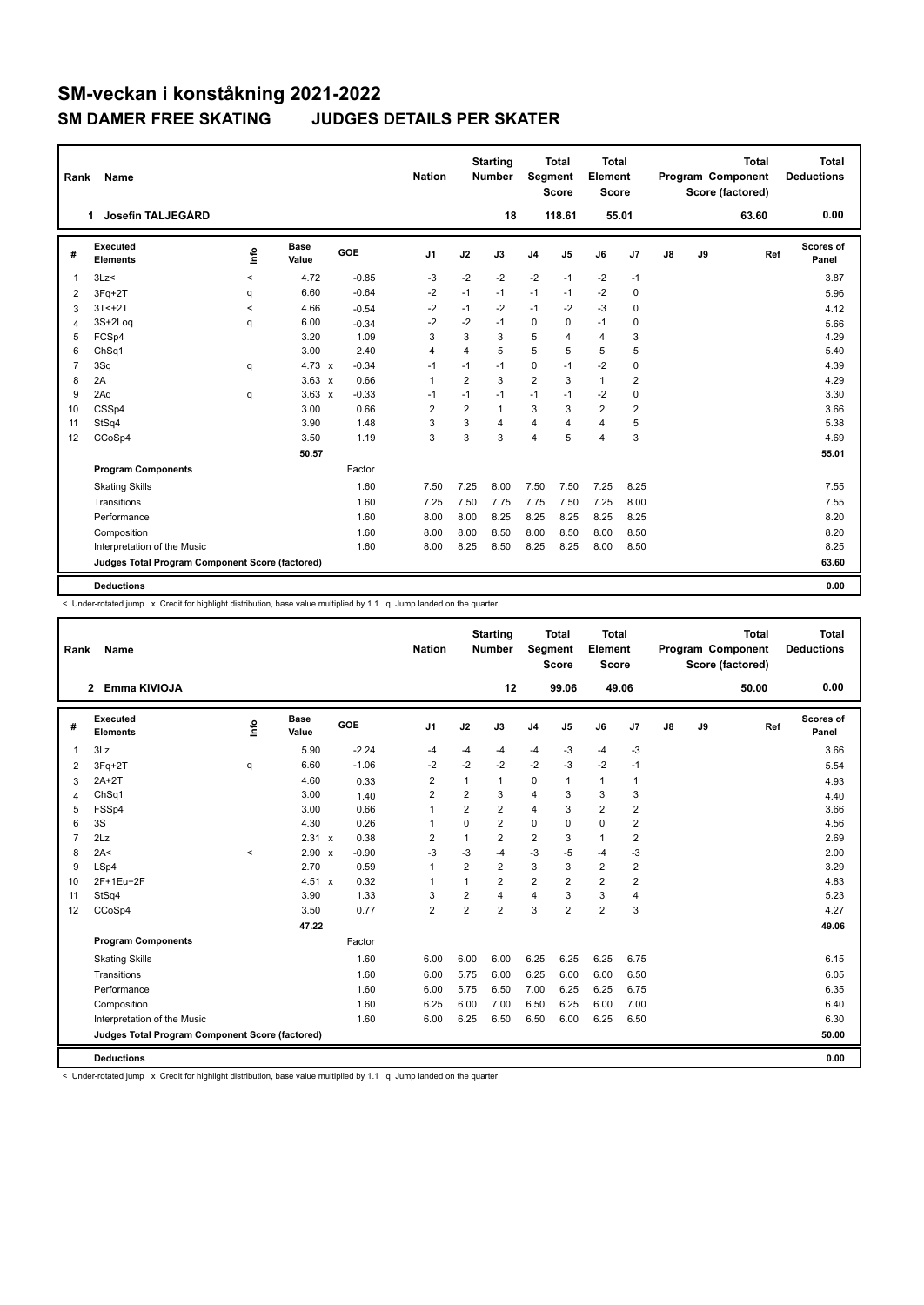# SM-veckan i konståkning 2021-2022

## SM DAMER FREE SKATING JUDGES DETAILS PER SKATER

| Rank | Name | Nation | Starting Number | Total Segment Score | Total Element Score | Total Program Component Score (factored) | Total Deductions |
|---|---|---|---|---|---|---|---|
| 1 | Josefin TALJEGÅRD | | 18 | 118.61 | 55.01 | 63.60 | 0.00 |

| # | Executed Elements | Info | Base Value | | GOE | J1 | J2 | J3 | J4 | J5 | J6 | J7 | J8 | J9 | Ref | Scores of Panel |
|---|---|---|---|---|---|---|---|---|---|---|---|---|---|---|---|---|
| 1 | 3Lz< | < | 4.72 | | -0.85 | -3 | -2 | -2 | -2 | -1 | -2 | -1 | | | | 3.87 |
| 2 | 3Fq+2T | q | 6.60 | | -0.64 | -2 | -1 | -1 | -1 | -1 | -2 | 0 | | | | 5.96 |
| 3 | 3T<+2T | < | 4.66 | | -0.54 | -2 | -1 | -2 | -1 | -2 | -3 | 0 | | | | 4.12 |
| 4 | 3S+2Loq | q | 6.00 | | -0.34 | -2 | -2 | -1 | 0 | 0 | -1 | 0 | | | | 5.66 |
| 5 | FCSp4 | | 3.20 | | 1.09 | 3 | 3 | 3 | 5 | 4 | 4 | 3 | | | | 4.29 |
| 6 | ChSq1 | | 3.00 | | 2.40 | 4 | 4 | 5 | 5 | 5 | 5 | 5 | | | | 5.40 |
| 7 | 3Sq | q | 4.73 | x | -0.34 | -1 | -1 | -1 | 0 | -1 | -2 | 0 | | | | 4.39 |
| 8 | 2A | | 3.63 | x | 0.66 | 1 | 2 | 3 | 2 | 3 | 1 | 2 | | | | 4.29 |
| 9 | 2Aq | q | 3.63 | x | -0.33 | -1 | -1 | -1 | -1 | -1 | -2 | 0 | | | | 3.30 |
| 10 | CSSp4 | | 3.00 | | 0.66 | 2 | 2 | 1 | 3 | 3 | 2 | 2 | | | | 3.66 |
| 11 | StSq4 | | 3.90 | | 1.48 | 3 | 3 | 4 | 4 | 4 | 4 | 5 | | | | 5.38 |
| 12 | CCoSp4 | | 3.50 | | 1.19 | 3 | 3 | 3 | 4 | 5 | 4 | 3 | | | | 4.69 |
| | | | 50.57 | | | | | | | | | | | | | 55.01 |
| | **Program Components** | | | | Factor | | | | | | | | | | | |
| | Skating Skills | | | | 1.60 | 7.50 | 7.25 | 8.00 | 7.50 | 7.50 | 7.25 | 8.25 | | | | 7.55 |
| | Transitions | | | | 1.60 | 7.25 | 7.50 | 7.75 | 7.75 | 7.50 | 7.25 | 8.00 | | | | 7.55 |
| | Performance | | | | 1.60 | 8.00 | 8.00 | 8.25 | 8.25 | 8.25 | 8.25 | 8.25 | | | | 8.20 |
| | Composition | | | | 1.60 | 8.00 | 8.00 | 8.50 | 8.00 | 8.50 | 8.00 | 8.50 | | | | 8.20 |
| | Interpretation of the Music | | | | 1.60 | 8.00 | 8.25 | 8.50 | 8.25 | 8.25 | 8.00 | 8.50 | | | | 8.25 |
| | **Judges Total Program Component Score (factored)** | | | | | | | | | | | | | | | 63.60 |
| | **Deductions** | | | | | | | | | | | | | | | 0.00 |

< Under-rotated jump x Credit for highlight distribution, base value multiplied by 1.1 q Jump landed on the quarter

| Rank | Name | Nation | Starting Number | Total Segment Score | Total Element Score | Total Program Component Score (factored) | Total Deductions |
|---|---|---|---|---|---|---|---|
| 2 | Emma KIVIOJA | | 12 | 99.06 | 49.06 | 50.00 | 0.00 |

| # | Executed Elements | Info | Base Value | | GOE | J1 | J2 | J3 | J4 | J5 | J6 | J7 | J8 | J9 | Ref | Scores of Panel |
|---|---|---|---|---|---|---|---|---|---|---|---|---|---|---|---|---|
| 1 | 3Lz | | 5.90 | | -2.24 | -4 | -4 | -4 | -4 | -3 | -4 | -3 | | | | 3.66 |
| 2 | 3Fq+2T | q | 6.60 | | -1.06 | -2 | -2 | -2 | -2 | -3 | -2 | -1 | | | | 5.54 |
| 3 | 2A+2T | | 4.60 | | 0.33 | 2 | 1 | 1 | 0 | 1 | 1 | 1 | | | | 4.93 |
| 4 | ChSq1 | | 3.00 | | 1.40 | 2 | 2 | 3 | 4 | 3 | 3 | 3 | | | | 4.40 |
| 5 | FSSp4 | | 3.00 | | 0.66 | 1 | 2 | 2 | 4 | 3 | 2 | 2 | | | | 3.66 |
| 6 | 3S | | 4.30 | | 0.26 | 1 | 0 | 2 | 0 | 0 | 0 | 2 | | | | 4.56 |
| 7 | 2Lz | | 2.31 | x | 0.38 | 2 | 1 | 2 | 2 | 3 | 1 | 2 | | | | 2.69 |
| 8 | 2A< | < | 2.90 | x | -0.90 | -3 | -3 | -4 | -3 | -5 | -4 | -3 | | | | 2.00 |
| 9 | LSp4 | | 2.70 | | 0.59 | 1 | 2 | 2 | 3 | 3 | 2 | 2 | | | | 3.29 |
| 10 | 2F+1Eu+2F | | 4.51 | x | 0.32 | 1 | 1 | 2 | 2 | 2 | 2 | 2 | | | | 4.83 |
| 11 | StSq4 | | 3.90 | | 1.33 | 3 | 2 | 4 | 4 | 3 | 3 | 4 | | | | 5.23 |
| 12 | CCoSp4 | | 3.50 | | 0.77 | 2 | 2 | 2 | 3 | 2 | 2 | 3 | | | | 4.27 |
| | | | 47.22 | | | | | | | | | | | | | 49.06 |
| | **Program Components** | | | | Factor | | | | | | | | | | | |
| | Skating Skills | | | | 1.60 | 6.00 | 6.00 | 6.00 | 6.25 | 6.25 | 6.25 | 6.75 | | | | 6.15 |
| | Transitions | | | | 1.60 | 6.00 | 5.75 | 6.00 | 6.25 | 6.00 | 6.00 | 6.50 | | | | 6.05 |
| | Performance | | | | 1.60 | 6.00 | 5.75 | 6.50 | 7.00 | 6.25 | 6.25 | 6.75 | | | | 6.35 |
| | Composition | | | | 1.60 | 6.25 | 6.00 | 7.00 | 6.50 | 6.25 | 6.00 | 7.00 | | | | 6.40 |
| | Interpretation of the Music | | | | 1.60 | 6.00 | 6.25 | 6.50 | 6.50 | 6.00 | 6.25 | 6.50 | | | | 6.30 |
| | **Judges Total Program Component Score (factored)** | | | | | | | | | | | | | | | 50.00 |
| | **Deductions** | | | | | | | | | | | | | | | 0.00 |

< Under-rotated jump x Credit for highlight distribution, base value multiplied by 1.1 q Jump landed on the quarter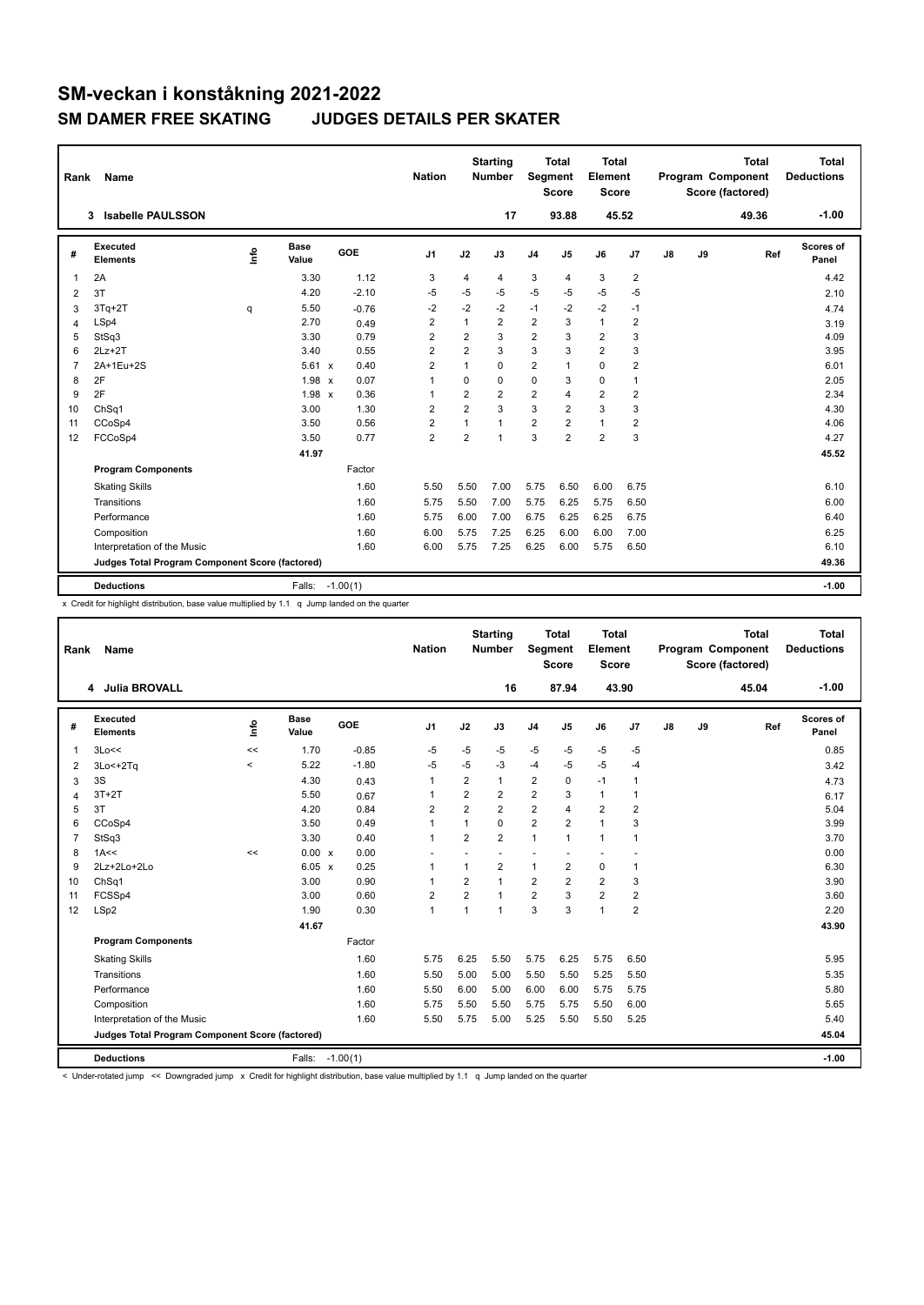# SM-veckan i konståkning 2021-2022

## SM DAMER FREE SKATING JUDGES DETAILS PER SKATER

| Rank | Name | Nation | Starting Number | Total Segment Score | Total Element Score | Total Program Component Score (factored) | Total Deductions |
|---|---|---|---|---|---|---|---|
| 3 | Isabelle PAULSSON | | 17 | 93.88 | 45.52 | 49.36 | -1.00 |

| # | Executed Elements | Info | Base Value | | GOE | J1 | J2 | J3 | J4 | J5 | J6 | J7 | J8 | J9 | Ref | Scores of Panel |
|---|---|---|---|---|---|---|---|---|---|---|---|---|---|---|---|---|
| 1 | 2A | | 3.30 | | 1.12 | 3 | 4 | 4 | 3 | 4 | 3 | 2 | | | | 4.42 |
| 2 | 3T | | 4.20 | | -2.10 | -5 | -5 | -5 | -5 | -5 | -5 | -5 | | | | 2.10 |
| 3 | 3Tq+2T | q | 5.50 | | -0.76 | -2 | -2 | -2 | -1 | -2 | -2 | -1 | | | | 4.74 |
| 4 | LSp4 | | 2.70 | | 0.49 | 2 | 1 | 2 | 2 | 3 | 1 | 2 | | | | 3.19 |
| 5 | StSq3 | | 3.30 | | 0.79 | 2 | 2 | 3 | 2 | 3 | 2 | 3 | | | | 4.09 |
| 6 | 2Lz+2T | | 3.40 | | 0.55 | 2 | 2 | 3 | 3 | 3 | 2 | 3 | | | | 3.95 |
| 7 | 2A+1Eu+2S | | 5.61 | x | 0.40 | 2 | 1 | 0 | 2 | 1 | 0 | 2 | | | | 6.01 |
| 8 | 2F | | 1.98 | x | 0.07 | 1 | 0 | 0 | 0 | 3 | 0 | 1 | | | | 2.05 |
| 9 | 2F | | 1.98 | x | 0.36 | 1 | 2 | 2 | 2 | 4 | 2 | 2 | | | | 2.34 |
| 10 | ChSq1 | | 3.00 | | 1.30 | 2 | 2 | 3 | 3 | 2 | 3 | 3 | | | | 4.30 |
| 11 | CCoSp4 | | 3.50 | | 0.56 | 2 | 1 | 1 | 2 | 2 | 1 | 2 | | | | 4.06 |
| 12 | FCCoSp4 | | 3.50 | | 0.77 | 2 | 2 | 1 | 3 | 2 | 2 | 3 | | | | 4.27 |
| | | | 41.97 | | | | | | | | | | | | | 45.52 |
| | **Program Components** | | | | Factor | | | | | | | | | | | |
| | Skating Skills | | | | 1.60 | 5.50 | 5.50 | 7.00 | 5.75 | 6.50 | 6.00 | 6.75 | | | | 6.10 |
| | Transitions | | | | 1.60 | 5.75 | 5.50 | 7.00 | 5.75 | 6.25 | 5.75 | 6.50 | | | | 6.00 |
| | Performance | | | | 1.60 | 5.75 | 6.00 | 7.00 | 6.75 | 6.25 | 6.25 | 6.75 | | | | 6.40 |
| | Composition | | | | 1.60 | 6.00 | 5.75 | 7.25 | 6.25 | 6.00 | 6.00 | 7.00 | | | | 6.25 |
| | Interpretation of the Music | | | | 1.60 | 6.00 | 5.75 | 7.25 | 6.25 | 6.00 | 5.75 | 6.50 | | | | 6.10 |
| | **Judges Total Program Component Score (factored)** | | | | | | | | | | | | | | | 49.36 |
| | **Deductions** | | Falls: | | -1.00(1) | | | | | | | | | | | -1.00 |

x Credit for highlight distribution, base value multiplied by 1.1 q Jump landed on the quarter

| Rank | Name | Nation | Starting Number | Total Segment Score | Total Element Score | Total Program Component Score (factored) | Total Deductions |
|---|---|---|---|---|---|---|---|
| 4 | Julia BROVALL | | 16 | 87.94 | 43.90 | 45.04 | -1.00 |

| # | Executed Elements | Info | Base Value | | GOE | J1 | J2 | J3 | J4 | J5 | J6 | J7 | J8 | J9 | Ref | Scores of Panel |
|---|---|---|---|---|---|---|---|---|---|---|---|---|---|---|---|---|
| 1 | 3Lo<< | << | 1.70 | | -0.85 | -5 | -5 | -5 | -5 | -5 | -5 | -5 | | | | 0.85 |
| 2 | 3Lo<+2Tq | < | 5.22 | | -1.80 | -5 | -5 | -3 | -4 | -5 | -5 | -4 | | | | 3.42 |
| 3 | 3S | | 4.30 | | 0.43 | 1 | 2 | 1 | 2 | 0 | -1 | 1 | | | | 4.73 |
| 4 | 3T+2T | | 5.50 | | 0.67 | 1 | 2 | 2 | 2 | 3 | 1 | 1 | | | | 6.17 |
| 5 | 3T | | 4.20 | | 0.84 | 2 | 2 | 2 | 2 | 4 | 2 | 2 | | | | 5.04 |
| 6 | CCoSp4 | | 3.50 | | 0.49 | 1 | 1 | 0 | 2 | 2 | 1 | 3 | | | | 3.99 |
| 7 | StSq3 | | 3.30 | | 0.40 | 1 | 2 | 2 | 1 | 1 | 1 | 1 | | | | 3.70 |
| 8 | 1A<< | << | 0.00 | x | 0.00 | - | - | - | - | - | - | - | | | | 0.00 |
| 9 | 2Lz+2Lo+2Lo | | 6.05 | x | 0.25 | 1 | 1 | 2 | 1 | 2 | 0 | 1 | | | | 6.30 |
| 10 | ChSq1 | | 3.00 | | 0.90 | 1 | 2 | 1 | 2 | 2 | 2 | 3 | | | | 3.90 |
| 11 | FCSSp4 | | 3.00 | | 0.60 | 2 | 2 | 1 | 2 | 3 | 2 | 2 | | | | 3.60 |
| 12 | LSp2 | | 1.90 | | 0.30 | 1 | 1 | 1 | 3 | 3 | 1 | 2 | | | | 2.20 |
| | | | 41.67 | | | | | | | | | | | | | 43.90 |
| | **Program Components** | | | | Factor | | | | | | | | | | | |
| | Skating Skills | | | | 1.60 | 5.75 | 6.25 | 5.50 | 5.75 | 6.25 | 5.75 | 6.50 | | | | 5.95 |
| | Transitions | | | | 1.60 | 5.50 | 5.00 | 5.00 | 5.50 | 5.50 | 5.25 | 5.50 | | | | 5.35 |
| | Performance | | | | 1.60 | 5.50 | 6.00 | 5.00 | 6.00 | 6.00 | 5.75 | 5.75 | | | | 5.80 |
| | Composition | | | | 1.60 | 5.75 | 5.50 | 5.50 | 5.75 | 5.75 | 5.50 | 6.00 | | | | 5.65 |
| | Interpretation of the Music | | | | 1.60 | 5.50 | 5.75 | 5.00 | 5.25 | 5.50 | 5.50 | 5.25 | | | | 5.40 |
| | **Judges Total Program Component Score (factored)** | | | | | | | | | | | | | | | 45.04 |
| | **Deductions** | | Falls: | | -1.00(1) | | | | | | | | | | | -1.00 |

< Under-rotated jump << Downgraded jump x Credit for highlight distribution, base value multiplied by 1.1 q Jump landed on the quarter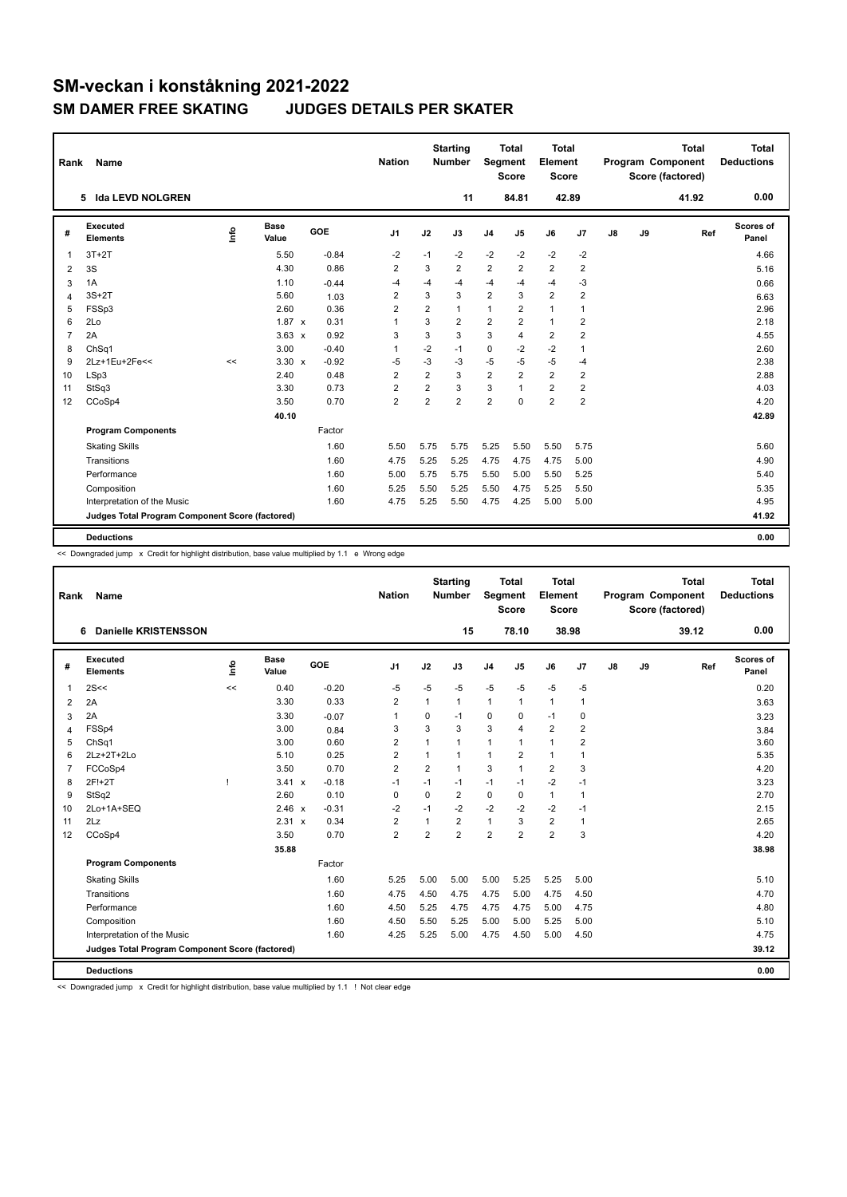# SM-veckan i konståkning 2021-2022

## SM DAMER FREE SKATING JUDGES DETAILS PER SKATER

| Rank | Name | Nation | Starting Number | Total Segment Score | Total Element Score | Total Program Component Score (factored) | Total Deductions |
|---|---|---|---|---|---|---|---|
| 5 | Ida LEVD NOLGREN | | 11 | 84.81 | 42.89 | 41.92 | 0.00 |

| # | Executed Elements | Info | Base Value | | GOE | J1 | J2 | J3 | J4 | J5 | J6 | J7 | J8 | J9 | Ref | Scores of Panel |
|---|---|---|---|---|---|---|---|---|---|---|---|---|---|---|---|---|
| 1 | 3T+2T | | 5.50 | | -0.84 | -2 | -1 | -2 | -2 | -2 | -2 | -2 | | | | 4.66 |
| 2 | 3S | | 4.30 | | 0.86 | 2 | 3 | 2 | 2 | 2 | 2 | 2 | | | | 5.16 |
| 3 | 1A | | 1.10 | | -0.44 | -4 | -4 | -4 | -4 | -4 | -4 | -3 | | | | 0.66 |
| 4 | 3S+2T | | 5.60 | | 1.03 | 2 | 3 | 3 | 2 | 3 | 2 | 2 | | | | 6.63 |
| 5 | FSSp3 | | 2.60 | | 0.36 | 2 | 2 | 1 | 1 | 2 | 1 | 1 | | | | 2.96 |
| 6 | 2Lo | | 1.87 | x | 0.31 | 1 | 3 | 2 | 2 | 2 | 1 | 2 | | | | 2.18 |
| 7 | 2A | | 3.63 | x | 0.92 | 3 | 3 | 3 | 3 | 4 | 2 | 2 | | | | 4.55 |
| 8 | ChSq1 | | 3.00 | | -0.40 | 1 | -2 | -1 | 0 | -2 | -2 | 1 | | | | 2.60 |
| 9 | 2Lz+1Eu+2Fe<< | << | 3.30 | x | -0.92 | -5 | -3 | -3 | -5 | -5 | -5 | -4 | | | | 2.38 |
| 10 | LSp3 | | 2.40 | | 0.48 | 2 | 2 | 3 | 2 | 2 | 2 | 2 | | | | 2.88 |
| 11 | StSq3 | | 3.30 | | 0.73 | 2 | 2 | 3 | 3 | 1 | 2 | 2 | | | | 4.03 |
| 12 | CCoSp4 | | 3.50 | | 0.70 | 2 | 2 | 2 | 2 | 0 | 2 | 2 | | | | 4.20 |
| | | | 40.10 | | | | | | | | | | | | | 42.89 |
| | **Program Components** | | | | Factor | | | | | | | | | | | |
| | Skating Skills | | | | 1.60 | 5.50 | 5.75 | 5.75 | 5.25 | 5.50 | 5.50 | 5.75 | | | | 5.60 |
| | Transitions | | | | 1.60 | 4.75 | 5.25 | 5.25 | 4.75 | 4.75 | 4.75 | 5.00 | | | | 4.90 |
| | Performance | | | | 1.60 | 5.00 | 5.75 | 5.75 | 5.50 | 5.00 | 5.50 | 5.25 | | | | 5.40 |
| | Composition | | | | 1.60 | 5.25 | 5.50 | 5.25 | 5.50 | 4.75 | 5.25 | 5.50 | | | | 5.35 |
| | Interpretation of the Music | | | | 1.60 | 4.75 | 5.25 | 5.50 | 4.75 | 4.25 | 5.00 | 5.00 | | | | 4.95 |
| | **Judges Total Program Component Score (factored)** | | | | | | | | | | | | | | | 41.92 |
| | **Deductions** | | | | | | | | | | | | | | | 0.00 |

<< Downgraded jump x Credit for highlight distribution, base value multiplied by 1.1 e Wrong edge

| Rank | Name | Nation | Starting Number | Total Segment Score | Total Element Score | Total Program Component Score (factored) | Total Deductions |
|---|---|---|---|---|---|---|---|
| 6 | Danielle KRISTENSSON | | 15 | 78.10 | 38.98 | 39.12 | 0.00 |

| # | Executed Elements | Info | Base Value | | GOE | J1 | J2 | J3 | J4 | J5 | J6 | J7 | J8 | J9 | Ref | Scores of Panel |
|---|---|---|---|---|---|---|---|---|---|---|---|---|---|---|---|---|
| 1 | 2S<< | << | 0.40 | | -0.20 | -5 | -5 | -5 | -5 | -5 | -5 | -5 | | | | 0.20 |
| 2 | 2A | | 3.30 | | 0.33 | 2 | 1 | 1 | 1 | 1 | 1 | 1 | | | | 3.63 |
| 3 | 2A | | 3.30 | | -0.07 | 1 | 0 | -1 | 0 | 0 | -1 | 0 | | | | 3.23 |
| 4 | FSSp4 | | 3.00 | | 0.84 | 3 | 3 | 3 | 3 | 4 | 2 | 2 | | | | 3.84 |
| 5 | ChSq1 | | 3.00 | | 0.60 | 2 | 1 | 1 | 1 | 1 | 1 | 2 | | | | 3.60 |
| 6 | 2Lz+2T+2Lo | | 5.10 | | 0.25 | 2 | 1 | 1 | 1 | 2 | 1 | 1 | | | | 5.35 |
| 7 | FCCoSp4 | | 3.50 | | 0.70 | 2 | 2 | 1 | 3 | 1 | 2 | 3 | | | | 4.20 |
| 8 | 2F!+2T | ! | 3.41 | x | -0.18 | -1 | -1 | -1 | -1 | -1 | -2 | -1 | | | | 3.23 |
| 9 | StSq2 | | 2.60 | | 0.10 | 0 | 0 | 2 | 0 | 0 | 1 | 1 | | | | 2.70 |
| 10 | 2Lo+1A+SEQ | | 2.46 | x | -0.31 | -2 | -1 | -2 | -2 | -2 | -2 | -1 | | | | 2.15 |
| 11 | 2Lz | | 2.31 | x | 0.34 | 2 | 1 | 2 | 1 | 3 | 2 | 1 | | | | 2.65 |
| 12 | CCoSp4 | | 3.50 | | 0.70 | 2 | 2 | 2 | 2 | 2 | 2 | 3 | | | | 4.20 |
| | | | 35.88 | | | | | | | | | | | | | 38.98 |
| | **Program Components** | | | | Factor | | | | | | | | | | | |
| | Skating Skills | | | | 1.60 | 5.25 | 5.00 | 5.00 | 5.00 | 5.25 | 5.25 | 5.00 | | | | 5.10 |
| | Transitions | | | | 1.60 | 4.75 | 4.50 | 4.75 | 4.75 | 5.00 | 4.75 | 4.50 | | | | 4.70 |
| | Performance | | | | 1.60 | 4.50 | 5.25 | 4.75 | 4.75 | 4.75 | 5.00 | 4.75 | | | | 4.80 |
| | Composition | | | | 1.60 | 4.50 | 5.50 | 5.25 | 5.00 | 5.00 | 5.25 | 5.00 | | | | 5.10 |
| | Interpretation of the Music | | | | 1.60 | 4.25 | 5.25 | 5.00 | 4.75 | 4.50 | 5.00 | 4.50 | | | | 4.75 |
| | **Judges Total Program Component Score (factored)** | | | | | | | | | | | | | | | 39.12 |
| | **Deductions** | | | | | | | | | | | | | | | 0.00 |

<< Downgraded jump x Credit for highlight distribution, base value multiplied by 1.1 ! Not clear edge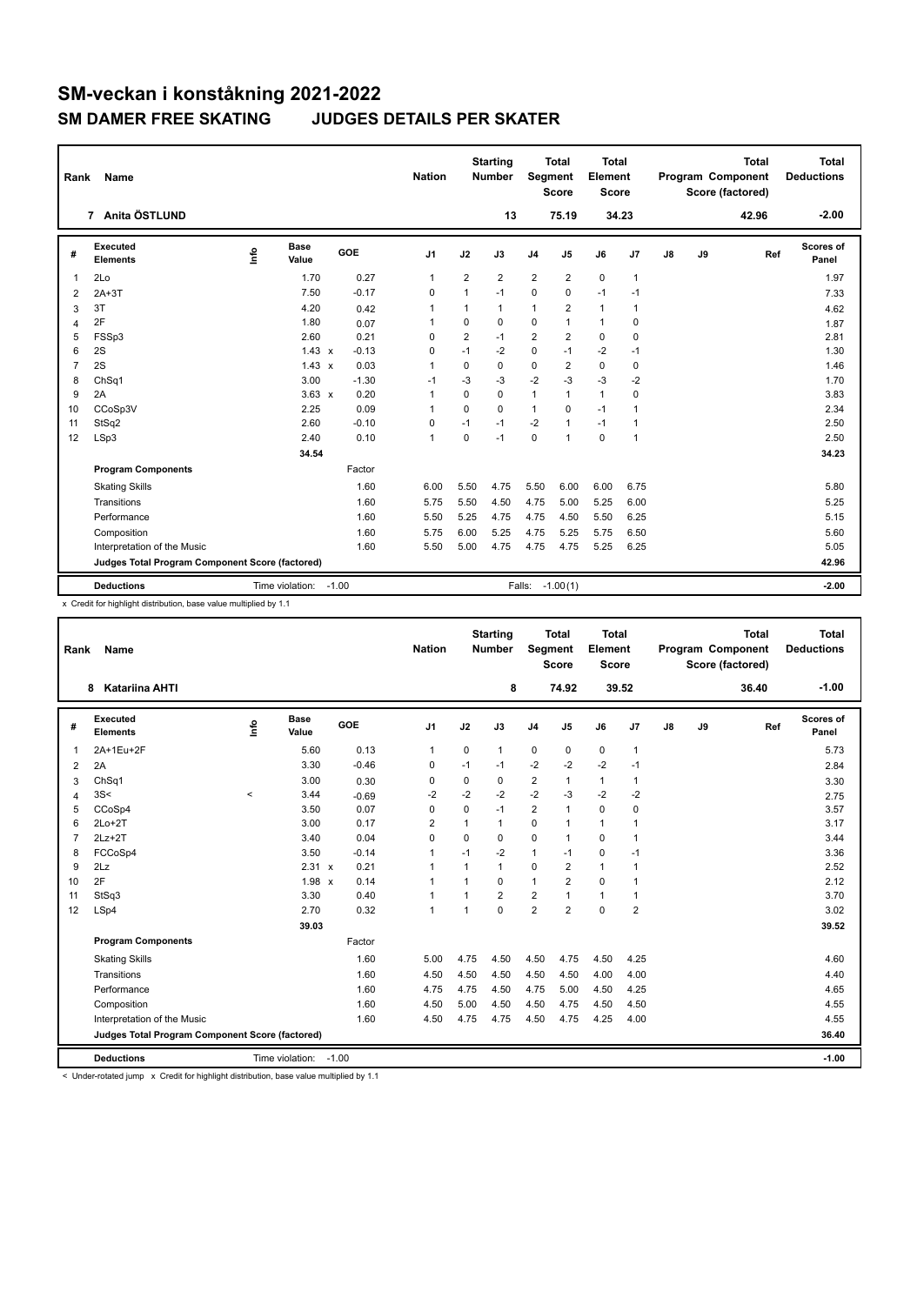# SM-veckan i konståkning 2021-2022

## SM DAMER FREE SKATING JUDGES DETAILS PER SKATER

| Rank | Name | Nation | Starting Number | Total Segment Score | Total Element Score | Total Program Component Score (factored) | Total Deductions |
|---|---|---|---|---|---|---|---|
| 7 | Anita ÖSTLUND | | 13 | 75.19 | 34.23 | 42.96 | -2.00 |

| # | Executed Elements | Info | Base Value | | GOE | J1 | J2 | J3 | J4 | J5 | J6 | J7 | J8 | J9 | Ref | Scores of Panel |
|---|---|---|---|---|---|---|---|---|---|---|---|---|---|---|---|---|
| 1 | 2Lo | | 1.70 | | 0.27 | 1 | 2 | 2 | 2 | 2 | 0 | 1 | | | | 1.97 |
| 2 | 2A+3T | | 7.50 | | -0.17 | 0 | 1 | -1 | 0 | 0 | -1 | -1 | | | | 7.33 |
| 3 | 3T | | 4.20 | | 0.42 | 1 | 1 | 1 | 1 | 2 | 1 | 1 | | | | 4.62 |
| 4 | 2F | | 1.80 | | 0.07 | 1 | 0 | 0 | 0 | 1 | 1 | 0 | | | | 1.87 |
| 5 | FSSp3 | | 2.60 | | 0.21 | 0 | 2 | -1 | 2 | 2 | 0 | 0 | | | | 2.81 |
| 6 | 2S | | 1.43 | x | -0.13 | 0 | -1 | -2 | 0 | -1 | -2 | -1 | | | | 1.30 |
| 7 | 2S | | 1.43 | x | 0.03 | 1 | 0 | 0 | 0 | 2 | 0 | 0 | | | | 1.46 |
| 8 | ChSq1 | | 3.00 | | -1.30 | -1 | -3 | -3 | -2 | -3 | -3 | -2 | | | | 1.70 |
| 9 | 2A | | 3.63 | x | 0.20 | 1 | 0 | 0 | 1 | 1 | 1 | 0 | | | | 3.83 |
| 10 | CCoSp3V | | 2.25 | | 0.09 | 1 | 0 | 0 | 1 | 0 | -1 | 1 | | | | 2.34 |
| 11 | StSq2 | | 2.60 | | -0.10 | 0 | -1 | -1 | -2 | 1 | -1 | 1 | | | | 2.50 |
| 12 | LSp3 | | 2.40 | | 0.10 | 1 | 0 | -1 | 0 | 1 | 0 | 1 | | | | 2.50 |
| | | | 34.54 | | | | | | | | | | | | | 34.23 |
| | **Program Components** | | | | Factor | | | | | | | | | | | |
| | Skating Skills | | | | 1.60 | 6.00 | 5.50 | 4.75 | 5.50 | 6.00 | 6.00 | 6.75 | | | | 5.80 |
| | Transitions | | | | 1.60 | 5.75 | 5.50 | 4.50 | 4.75 | 5.00 | 5.25 | 6.00 | | | | 5.25 |
| | Performance | | | | 1.60 | 5.50 | 5.25 | 4.75 | 4.75 | 4.50 | 5.50 | 6.25 | | | | 5.15 |
| | Composition | | | | 1.60 | 5.75 | 6.00 | 5.25 | 4.75 | 5.25 | 5.75 | 6.50 | | | | 5.60 |
| | Interpretation of the Music | | | | 1.60 | 5.50 | 5.00 | 4.75 | 4.75 | 4.75 | 5.25 | 6.25 | | | | 5.05 |
| | **Judges Total Program Component Score (factored)** | | | | | | | | | | | | | | | 42.96 |
| | **Deductions** | | Time violation: | | -1.00 | | | | Falls: | -1.00 (1) | | | | | | -2.00 |

x Credit for highlight distribution, base value multiplied by 1.1

| Rank | Name | Nation | Starting Number | Total Segment Score | Total Element Score | Total Program Component Score (factored) | Total Deductions |
|---|---|---|---|---|---|---|---|
| 8 | Katariina AHTI | | 8 | 74.92 | 39.52 | 36.40 | -1.00 |

| # | Executed Elements | Info | Base Value | | GOE | J1 | J2 | J3 | J4 | J5 | J6 | J7 | J8 | J9 | Ref | Scores of Panel |
|---|---|---|---|---|---|---|---|---|---|---|---|---|---|---|---|---|
| 1 | 2A+1Eu+2F | | 5.60 | | 0.13 | 1 | 0 | 1 | 0 | 0 | 0 | 1 | | | | 5.73 |
| 2 | 2A | | 3.30 | | -0.46 | 0 | -1 | -1 | -2 | -2 | -2 | -1 | | | | 2.84 |
| 3 | ChSq1 | | 3.00 | | 0.30 | 0 | 0 | 0 | 2 | 1 | 1 | 1 | | | | 3.30 |
| 4 | 3S< | < | 3.44 | | -0.69 | -2 | -2 | -2 | -2 | -3 | -2 | -2 | | | | 2.75 |
| 5 | CCoSp4 | | 3.50 | | 0.07 | 0 | 0 | -1 | 2 | 1 | 0 | 0 | | | | 3.57 |
| 6 | 2Lo+2T | | 3.00 | | 0.17 | 2 | 1 | 1 | 0 | 1 | 1 | 1 | | | | 3.17 |
| 7 | 2Lz+2T | | 3.40 | | 0.04 | 0 | 0 | 0 | 0 | 1 | 0 | 1 | | | | 3.44 |
| 8 | FCCoSp4 | | 3.50 | | -0.14 | 1 | -1 | -2 | 1 | -1 | 0 | -1 | | | | 3.36 |
| 9 | 2Lz | | 2.31 | x | 0.21 | 1 | 1 | 1 | 0 | 2 | 1 | 1 | | | | 2.52 |
| 10 | 2F | | 1.98 | x | 0.14 | 1 | 1 | 0 | 1 | 2 | 0 | 1 | | | | 2.12 |
| 11 | StSq3 | | 3.30 | | 0.40 | 1 | 1 | 2 | 2 | 1 | 1 | 1 | | | | 3.70 |
| 12 | LSp4 | | 2.70 | | 0.32 | 1 | 1 | 0 | 2 | 2 | 0 | 2 | | | | 3.02 |
| | | | 39.03 | | | | | | | | | | | | | 39.52 |
| | **Program Components** | | | | Factor | | | | | | | | | | | |
| | Skating Skills | | | | 1.60 | 5.00 | 4.75 | 4.50 | 4.50 | 4.75 | 4.50 | 4.25 | | | | 4.60 |
| | Transitions | | | | 1.60 | 4.50 | 4.50 | 4.50 | 4.50 | 4.50 | 4.00 | 4.00 | | | | 4.40 |
| | Performance | | | | 1.60 | 4.75 | 4.75 | 4.50 | 4.75 | 5.00 | 4.50 | 4.25 | | | | 4.65 |
| | Composition | | | | 1.60 | 4.50 | 5.00 | 4.50 | 4.50 | 4.75 | 4.50 | 4.50 | | | | 4.55 |
| | Interpretation of the Music | | | | 1.60 | 4.50 | 4.75 | 4.75 | 4.50 | 4.75 | 4.25 | 4.00 | | | | 4.55 |
| | **Judges Total Program Component Score (factored)** | | | | | | | | | | | | | | | 36.40 |
| | **Deductions** | | Time violation: | | -1.00 | | | | | | | | | | | -1.00 |

< Under-rotated jump x Credit for highlight distribution, base value multiplied by 1.1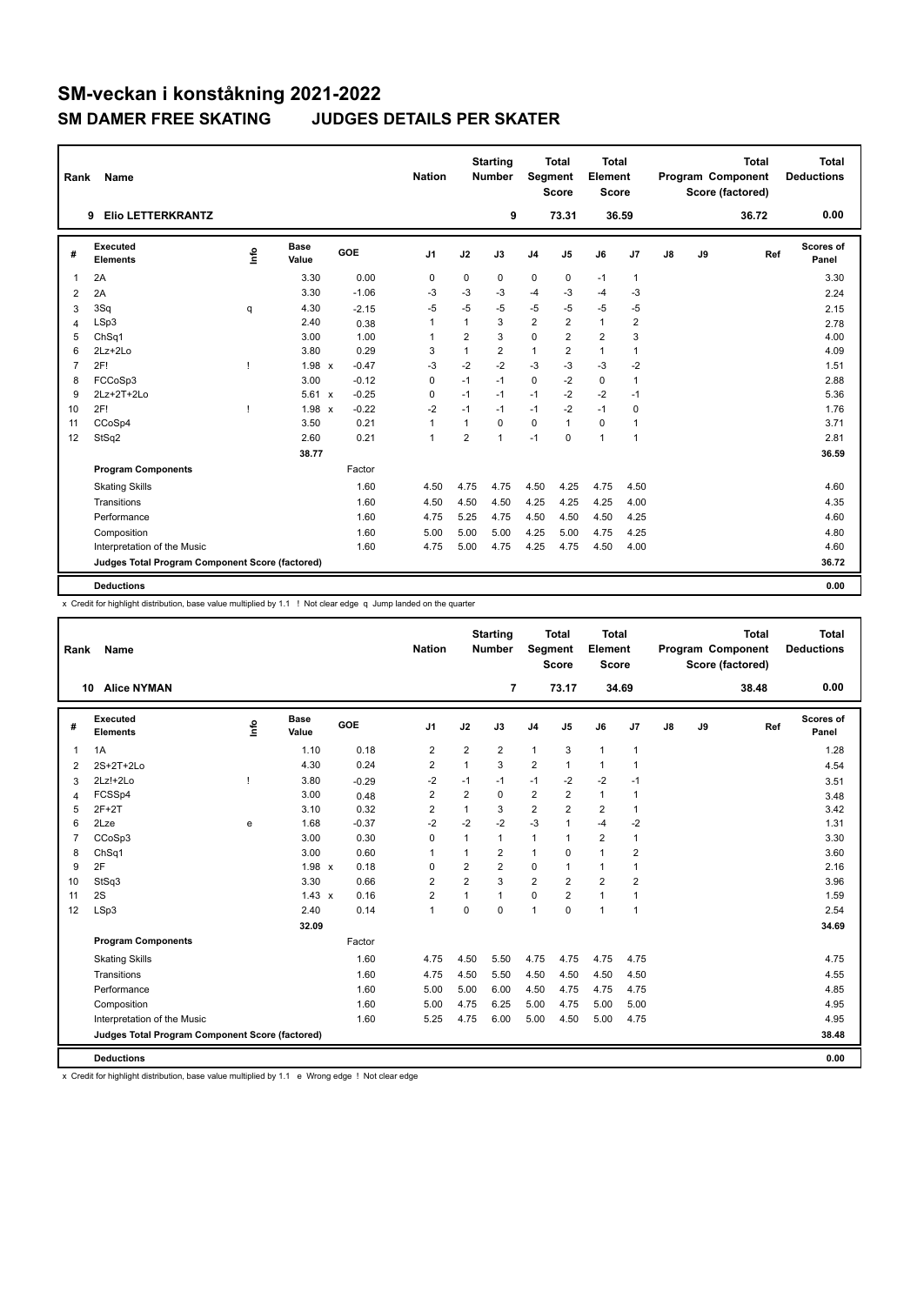# SM-veckan i konståkning 2021-2022

## SM DAMER FREE SKATING JUDGES DETAILS PER SKATER

| Rank | Name | Nation | Starting Number | Total Segment Score | Total Element Score | Total Program Component Score (factored) | Total Deductions |
|---|---|---|---|---|---|---|---|
| 9 | Elio LETTERKRANTZ | | 9 | 73.31 | 36.59 | 36.72 | 0.00 |

| # | Executed Elements | Info | Base Value | | GOE | J1 | J2 | J3 | J4 | J5 | J6 | J7 | J8 | J9 | Ref | Scores of Panel |
|---|---|---|---|---|---|---|---|---|---|---|---|---|---|---|---|---|
| 1 | 2A | | 3.30 | | 0.00 | 0 | 0 | 0 | 0 | 0 | -1 | 1 | | | | 3.30 |
| 2 | 2A | | 3.30 | | -1.06 | -3 | -3 | -3 | -4 | -3 | -4 | -3 | | | | 2.24 |
| 3 | 3Sq | q | 4.30 | | -2.15 | -5 | -5 | -5 | -5 | -5 | -5 | -5 | | | | 2.15 |
| 4 | LSp3 | | 2.40 | | 0.38 | 1 | 1 | 3 | 2 | 2 | 1 | 2 | | | | 2.78 |
| 5 | ChSq1 | | 3.00 | | 1.00 | 1 | 2 | 3 | 0 | 2 | 2 | 3 | | | | 4.00 |
| 6 | 2Lz+2Lo | | 3.80 | | 0.29 | 3 | 1 | 2 | 1 | 2 | 1 | 1 | | | | 4.09 |
| 7 | 2F! | ! | 1.98 | x | -0.47 | -3 | -2 | -2 | -3 | -3 | -3 | -2 | | | | 1.51 |
| 8 | FCCoSp3 | | 3.00 | | -0.12 | 0 | -1 | -1 | 0 | -2 | 0 | 1 | | | | 2.88 |
| 9 | 2Lz+2T+2Lo | | 5.61 | x | -0.25 | 0 | -1 | -1 | -1 | -2 | -2 | -1 | | | | 5.36 |
| 10 | 2F! | ! | 1.98 | x | -0.22 | -2 | -1 | -1 | -1 | -2 | -1 | 0 | | | | 1.76 |
| 11 | CCoSp4 | | 3.50 | | 0.21 | 1 | 1 | 0 | 0 | 1 | 0 | 1 | | | | 3.71 |
| 12 | StSq2 | | 2.60 | | 0.21 | 1 | 2 | 1 | -1 | 0 | 1 | 1 | | | | 2.81 |
| | | | 38.77 | | | | | | | | | | | | | 36.59 |
| | **Program Components** | | | | Factor | | | | | | | | | | | |
| | Skating Skills | | | | 1.60 | 4.50 | 4.75 | 4.75 | 4.50 | 4.25 | 4.75 | 4.50 | | | | 4.60 |
| | Transitions | | | | 1.60 | 4.50 | 4.50 | 4.50 | 4.25 | 4.25 | 4.25 | 4.00 | | | | 4.35 |
| | Performance | | | | 1.60 | 4.75 | 5.25 | 4.75 | 4.50 | 4.50 | 4.50 | 4.25 | | | | 4.60 |
| | Composition | | | | 1.60 | 5.00 | 5.00 | 5.00 | 4.25 | 5.00 | 4.75 | 4.25 | | | | 4.80 |
| | Interpretation of the Music | | | | 1.60 | 4.75 | 5.00 | 4.75 | 4.25 | 4.75 | 4.50 | 4.00 | | | | 4.60 |
| | **Judges Total Program Component Score (factored)** | | | | | | | | | | | | | | | 36.72 |
| | **Deductions** | | | | | | | | | | | | | | | 0.00 |

x Credit for highlight distribution, base value multiplied by 1.1 ! Not clear edge q Jump landed on the quarter

| Rank | Name | Nation | Starting Number | Total Segment Score | Total Element Score | Total Program Component Score (factored) | Total Deductions |
|---|---|---|---|---|---|---|---|
| 10 | Alice NYMAN | | 7 | 73.17 | 34.69 | 38.48 | 0.00 |

| # | Executed Elements | Info | Base Value | | GOE | J1 | J2 | J3 | J4 | J5 | J6 | J7 | J8 | J9 | Ref | Scores of Panel |
|---|---|---|---|---|---|---|---|---|---|---|---|---|---|---|---|---|
| 1 | 1A | | 1.10 | | 0.18 | 2 | 2 | 2 | 1 | 3 | 1 | 1 | | | | 1.28 |
| 2 | 2S+2T+2Lo | | 4.30 | | 0.24 | 2 | 1 | 3 | 2 | 1 | 1 | 1 | | | | 4.54 |
| 3 | 2Lz!+2Lo | ! | 3.80 | | -0.29 | -2 | -1 | -1 | -1 | -2 | -2 | -1 | | | | 3.51 |
| 4 | FCSSp4 | | 3.00 | | 0.48 | 2 | 2 | 0 | 2 | 2 | 1 | 1 | | | | 3.48 |
| 5 | 2F+2T | | 3.10 | | 0.32 | 2 | 1 | 3 | 2 | 2 | 2 | 1 | | | | 3.42 |
| 6 | 2Lze | e | 1.68 | | -0.37 | -2 | -2 | -2 | -3 | 1 | -4 | -2 | | | | 1.31 |
| 7 | CCoSp3 | | 3.00 | | 0.30 | 0 | 1 | 1 | 1 | 1 | 2 | 1 | | | | 3.30 |
| 8 | ChSq1 | | 3.00 | | 0.60 | 1 | 1 | 2 | 1 | 0 | 1 | 2 | | | | 3.60 |
| 9 | 2F | | 1.98 | x | 0.18 | 0 | 2 | 2 | 0 | 1 | 1 | 1 | | | | 2.16 |
| 10 | StSq3 | | 3.30 | | 0.66 | 2 | 2 | 3 | 2 | 2 | 2 | 2 | | | | 3.96 |
| 11 | 2S | | 1.43 | x | 0.16 | 2 | 1 | 1 | 0 | 2 | 1 | 1 | | | | 1.59 |
| 12 | LSp3 | | 2.40 | | 0.14 | 1 | 0 | 0 | 1 | 0 | 1 | 1 | | | | 2.54 |
| | | | 32.09 | | | | | | | | | | | | | 34.69 |
| | **Program Components** | | | | Factor | | | | | | | | | | | |
| | Skating Skills | | | | 1.60 | 4.75 | 4.50 | 5.50 | 4.75 | 4.75 | 4.75 | 4.75 | | | | 4.75 |
| | Transitions | | | | 1.60 | 4.75 | 4.50 | 5.50 | 4.50 | 4.50 | 4.50 | 4.50 | | | | 4.55 |
| | Performance | | | | 1.60 | 5.00 | 5.00 | 6.00 | 4.50 | 4.75 | 4.75 | 4.75 | | | | 4.85 |
| | Composition | | | | 1.60 | 5.00 | 4.75 | 6.25 | 5.00 | 4.75 | 5.00 | 5.00 | | | | 4.95 |
| | Interpretation of the Music | | | | 1.60 | 5.25 | 4.75 | 6.00 | 5.00 | 4.50 | 5.00 | 4.75 | | | | 4.95 |
| | **Judges Total Program Component Score (factored)** | | | | | | | | | | | | | | | 38.48 |
| | **Deductions** | | | | | | | | | | | | | | | 0.00 |

x Credit for highlight distribution, base value multiplied by 1.1 e Wrong edge ! Not clear edge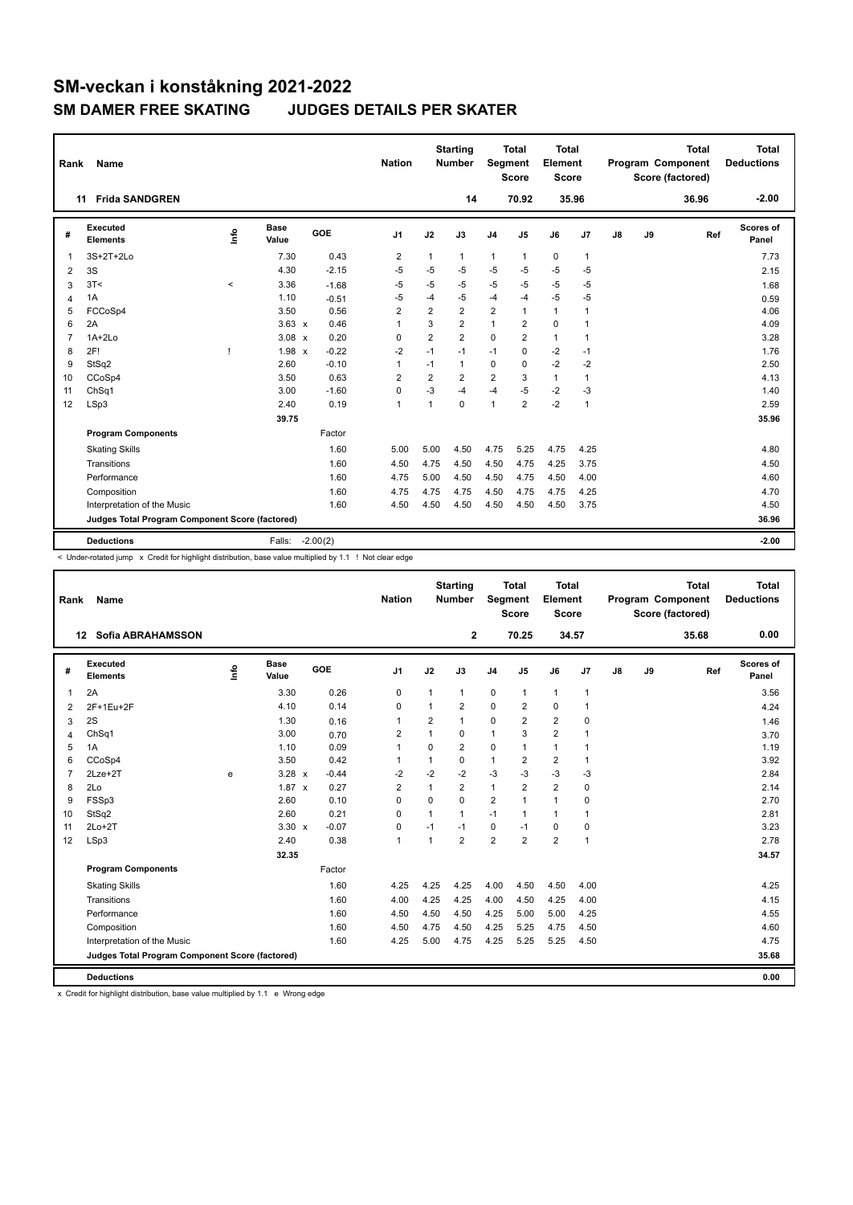# SM-veckan i konståkning 2021-2022

## SM DAMER FREE SKATING JUDGES DETAILS PER SKATER

| Rank | Name | Nation | Starting Number | Total Segment Score | Total Element Score | Total Program Component Score (factored) | Total Deductions |
|---|---|---|---|---|---|---|---|
| 11 | Frida SANDGREN | | 14 | 70.92 | 35.96 | 36.96 | -2.00 |

| # | Executed Elements | Info | Base Value | | GOE | J1 | J2 | J3 | J4 | J5 | J6 | J7 | J8 | J9 | Ref | Scores of Panel |
|---|---|---|---|---|---|---|---|---|---|---|---|---|---|---|---|---|
| 1 | 3S+2T+2Lo | | 7.30 | | 0.43 | 2 | 1 | 1 | 1 | 1 | 0 | 1 | | | | 7.73 |
| 2 | 3S | | 4.30 | | -2.15 | -5 | -5 | -5 | -5 | -5 | -5 | -5 | | | | 2.15 |
| 3 | 3T< | < | 3.36 | | -1.68 | -5 | -5 | -5 | -5 | -5 | -5 | -5 | | | | 1.68 |
| 4 | 1A | | 1.10 | | -0.51 | -5 | -4 | -5 | -4 | -4 | -5 | -5 | | | | 0.59 |
| 5 | FCCoSp4 | | 3.50 | | 0.56 | 2 | 2 | 2 | 2 | 1 | 1 | 1 | | | | 4.06 |
| 6 | 2A | | 3.63 | x | 0.46 | 1 | 3 | 2 | 1 | 2 | 0 | 1 | | | | 4.09 |
| 7 | 1A+2Lo | | 3.08 | x | 0.20 | 0 | 2 | 2 | 0 | 2 | 1 | 1 | | | | 3.28 |
| 8 | 2F! | ! | 1.98 | x | -0.22 | -2 | -1 | -1 | -1 | 0 | -2 | -1 | | | | 1.76 |
| 9 | StSq2 | | 2.60 | | -0.10 | 1 | -1 | 1 | 0 | 0 | -2 | -2 | | | | 2.50 |
| 10 | CCoSp4 | | 3.50 | | 0.63 | 2 | 2 | 2 | 2 | 3 | 1 | 1 | | | | 4.13 |
| 11 | ChSq1 | | 3.00 | | -1.60 | 0 | -3 | -4 | -4 | -5 | -2 | -3 | | | | 1.40 |
| 12 | LSp3 | | 2.40 | | 0.19 | 1 | 1 | 0 | 1 | 2 | -2 | 1 | | | | 2.59 |
| | | | 39.75 | | | | | | | | | | | | | 35.96 |
| | **Program Components** | | | | Factor | | | | | | | | | | | |
| | Skating Skills | | | | 1.60 | 5.00 | 5.00 | 4.50 | 4.75 | 5.25 | 4.75 | 4.25 | | | | 4.80 |
| | Transitions | | | | 1.60 | 4.50 | 4.75 | 4.50 | 4.50 | 4.75 | 4.25 | 3.75 | | | | 4.50 |
| | Performance | | | | 1.60 | 4.75 | 5.00 | 4.50 | 4.50 | 4.75 | 4.50 | 4.00 | | | | 4.60 |
| | Composition | | | | 1.60 | 4.75 | 4.75 | 4.75 | 4.50 | 4.75 | 4.75 | 4.25 | | | | 4.70 |
| | Interpretation of the Music | | | | 1.60 | 4.50 | 4.50 | 4.50 | 4.50 | 4.50 | 4.50 | 3.75 | | | | 4.50 |
| | **Judges Total Program Component Score (factored)** | | | | | | | | | | | | | | | 36.96 |
| | **Deductions** | | Falls: | | -2.00(2) | | | | | | | | | | | -2.00 |

< Under-rotated jump x Credit for highlight distribution, base value multiplied by 1.1 ! Not clear edge

| Rank | Name | Nation | Starting Number | Total Segment Score | Total Element Score | Total Program Component Score (factored) | Total Deductions |
|---|---|---|---|---|---|---|---|
| 12 | Sofia ABRAHAMSSON | | 2 | 70.25 | 34.57 | 35.68 | 0.00 |

| # | Executed Elements | Info | Base Value | | GOE | J1 | J2 | J3 | J4 | J5 | J6 | J7 | J8 | J9 | Ref | Scores of Panel |
|---|---|---|---|---|---|---|---|---|---|---|---|---|---|---|---|---|
| 1 | 2A | | 3.30 | | 0.26 | 0 | 1 | 1 | 0 | 1 | 1 | 1 | | | | 3.56 |
| 2 | 2F+1Eu+2F | | 4.10 | | 0.14 | 0 | 1 | 2 | 0 | 2 | 0 | 1 | | | | 4.24 |
| 3 | 2S | | 1.30 | | 0.16 | 1 | 2 | 1 | 0 | 2 | 2 | 0 | | | | 1.46 |
| 4 | ChSq1 | | 3.00 | | 0.70 | 2 | 1 | 0 | 1 | 3 | 2 | 1 | | | | 3.70 |
| 5 | 1A | | 1.10 | | 0.09 | 1 | 0 | 2 | 0 | 1 | 1 | 1 | | | | 1.19 |
| 6 | CCoSp4 | | 3.50 | | 0.42 | 1 | 1 | 0 | 1 | 2 | 2 | 1 | | | | 3.92 |
| 7 | 2Lze+2T | e | 3.28 | x | -0.44 | -2 | -2 | -2 | -3 | -3 | -3 | -3 | | | | 2.84 |
| 8 | 2Lo | | 1.87 | x | 0.27 | 2 | 1 | 2 | 1 | 2 | 2 | 0 | | | | 2.14 |
| 9 | FSSp3 | | 2.60 | | 0.10 | 0 | 0 | 0 | 2 | 1 | 1 | 0 | | | | 2.70 |
| 10 | StSq2 | | 2.60 | | 0.21 | 0 | 1 | 1 | -1 | 1 | 1 | 1 | | | | 2.81 |
| 11 | 2Lo+2T | | 3.30 | x | -0.07 | 0 | -1 | -1 | 0 | -1 | 0 | 0 | | | | 3.23 |
| 12 | LSp3 | | 2.40 | | 0.38 | 1 | 1 | 2 | 2 | 2 | 2 | 1 | | | | 2.78 |
| | | | 32.35 | | | | | | | | | | | | | 34.57 |
| | **Program Components** | | | | Factor | | | | | | | | | | | |
| | Skating Skills | | | | 1.60 | 4.25 | 4.25 | 4.25 | 4.00 | 4.50 | 4.50 | 4.00 | | | | 4.25 |
| | Transitions | | | | 1.60 | 4.00 | 4.25 | 4.25 | 4.00 | 4.50 | 4.25 | 4.00 | | | | 4.15 |
| | Performance | | | | 1.60 | 4.50 | 4.50 | 4.50 | 4.25 | 5.00 | 5.00 | 4.25 | | | | 4.55 |
| | Composition | | | | 1.60 | 4.50 | 4.75 | 4.50 | 4.25 | 5.25 | 4.75 | 4.50 | | | | 4.60 |
| | Interpretation of the Music | | | | 1.60 | 4.25 | 5.00 | 4.75 | 4.25 | 5.25 | 5.25 | 4.50 | | | | 4.75 |
| | **Judges Total Program Component Score (factored)** | | | | | | | | | | | | | | | 35.68 |
| | **Deductions** | | | | | | | | | | | | | | | 0.00 |

x Credit for highlight distribution, base value multiplied by 1.1 e Wrong edge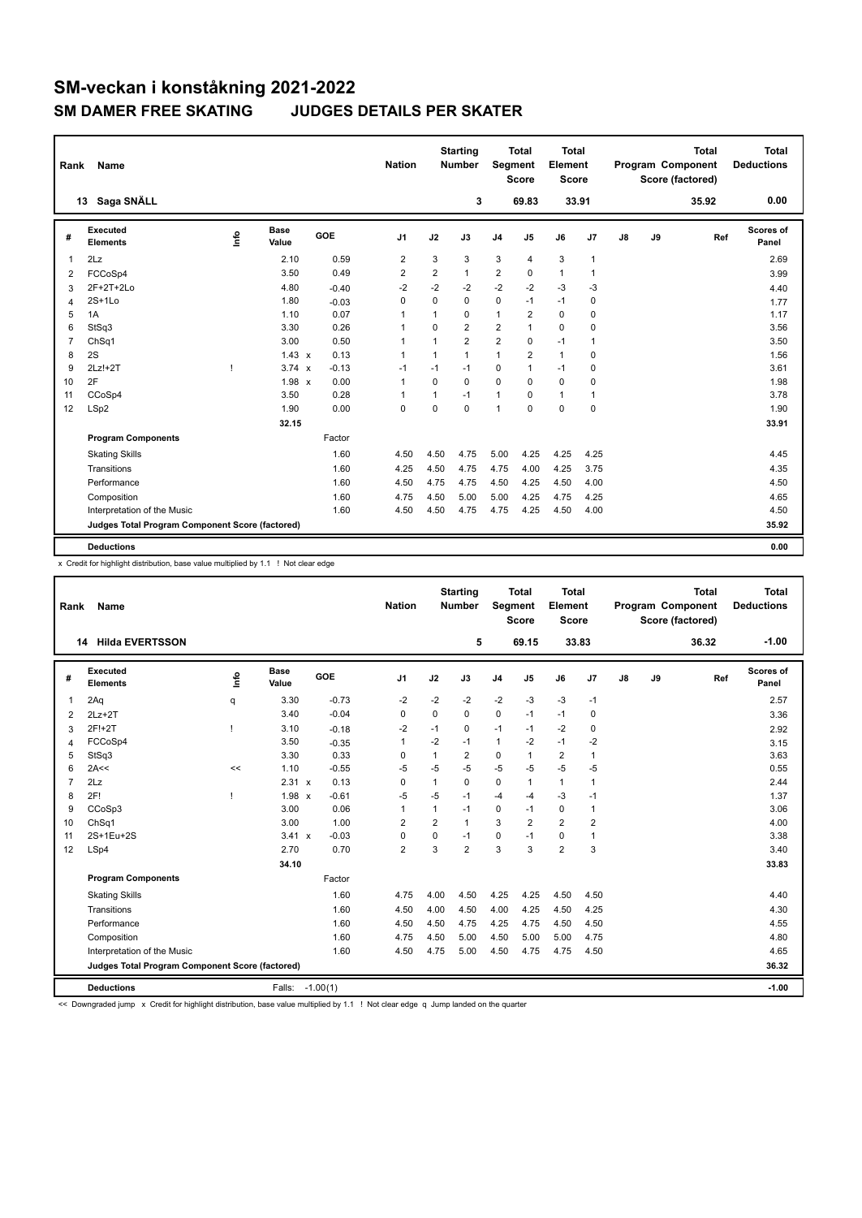# SM-veckan i konståkning 2021-2022

## SM DAMER FREE SKATING JUDGES DETAILS PER SKATER

| Rank | Name | Nation | Starting Number | Total Segment Score | Total Element Score | Total Program Component Score (factored) | Total Deductions |
|---|---|---|---|---|---|---|---|
| 13 | Saga SNÄLL | | 3 | 69.83 | 33.91 | 35.92 | 0.00 |

| # | Executed Elements | Info | Base Value | | GOE | J1 | J2 | J3 | J4 | J5 | J6 | J7 | J8 | J9 | Ref | Scores of Panel |
|---|---|---|---|---|---|---|---|---|---|---|---|---|---|---|---|---|
| 1 | 2Lz | | 2.10 | | 0.59 | 2 | 3 | 3 | 3 | 4 | 3 | 1 | | | | 2.69 |
| 2 | FCCoSp4 | | 3.50 | | 0.49 | 2 | 2 | 1 | 2 | 0 | 1 | 1 | | | | 3.99 |
| 3 | 2F+2T+2Lo | | 4.80 | | -0.40 | -2 | -2 | -2 | -2 | -2 | -3 | -3 | | | | 4.40 |
| 4 | 2S+1Lo | | 1.80 | | -0.03 | 0 | 0 | 0 | 0 | -1 | -1 | 0 | | | | 1.77 |
| 5 | 1A | | 1.10 | | 0.07 | 1 | 1 | 0 | 1 | 2 | 0 | 0 | | | | 1.17 |
| 6 | StSq3 | | 3.30 | | 0.26 | 1 | 0 | 2 | 2 | 1 | 0 | 0 | | | | 3.56 |
| 7 | ChSq1 | | 3.00 | | 0.50 | 1 | 1 | 2 | 2 | 0 | -1 | 1 | | | | 3.50 |
| 8 | 2S | | 1.43 | x | 0.13 | 1 | 1 | 1 | 1 | 2 | 1 | 0 | | | | 1.56 |
| 9 | 2Lz!+2T | ! | 3.74 | x | -0.13 | -1 | -1 | -1 | 0 | 1 | -1 | 0 | | | | 3.61 |
| 10 | 2F | | 1.98 | x | 0.00 | 1 | 0 | 0 | 0 | 0 | 0 | 0 | | | | 1.98 |
| 11 | CCoSp4 | | 3.50 | | 0.28 | 1 | 1 | -1 | 1 | 0 | 1 | 1 | | | | 3.78 |
| 12 | LSp2 | | 1.90 | | 0.00 | 0 | 0 | 0 | 1 | 0 | 0 | 0 | | | | 1.90 |
| | | | 32.15 | | | | | | | | | | | | | 33.91 |
| | **Program Components** | | | | Factor | | | | | | | | | | | |
| | Skating Skills | | | | 1.60 | 4.50 | 4.50 | 4.75 | 5.00 | 4.25 | 4.25 | 4.25 | | | | 4.45 |
| | Transitions | | | | 1.60 | 4.25 | 4.50 | 4.75 | 4.75 | 4.00 | 4.25 | 3.75 | | | | 4.35 |
| | Performance | | | | 1.60 | 4.50 | 4.75 | 4.75 | 4.50 | 4.25 | 4.50 | 4.00 | | | | 4.50 |
| | Composition | | | | 1.60 | 4.75 | 4.50 | 5.00 | 5.00 | 4.25 | 4.75 | 4.25 | | | | 4.65 |
| | Interpretation of the Music | | | | 1.60 | 4.50 | 4.50 | 4.75 | 4.75 | 4.25 | 4.50 | 4.00 | | | | 4.50 |
| | **Judges Total Program Component Score (factored)** | | | | | | | | | | | | | | | 35.92 |
| | **Deductions** | | | | | | | | | | | | | | | 0.00 |

x Credit for highlight distribution, base value multiplied by 1.1 ! Not clear edge

| Rank | Name | Nation | Starting Number | Total Segment Score | Total Element Score | Total Program Component Score (factored) | Total Deductions |
|---|---|---|---|---|---|---|---|
| 14 | Hilda EVERTSSON | | 5 | 69.15 | 33.83 | 36.32 | -1.00 |

| # | Executed Elements | Info | Base Value | | GOE | J1 | J2 | J3 | J4 | J5 | J6 | J7 | J8 | J9 | Ref | Scores of Panel |
|---|---|---|---|---|---|---|---|---|---|---|---|---|---|---|---|---|
| 1 | 2Aq | q | 3.30 | | -0.73 | -2 | -2 | -2 | -2 | -3 | -3 | -1 | | | | 2.57 |
| 2 | 2Lz+2T | | 3.40 | | -0.04 | 0 | 0 | 0 | 0 | -1 | -1 | 0 | | | | 3.36 |
| 3 | 2F!+2T | ! | 3.10 | | -0.18 | -2 | -1 | 0 | -1 | -1 | -2 | 0 | | | | 2.92 |
| 4 | FCCoSp4 | | 3.50 | | -0.35 | 1 | -2 | -1 | 1 | -2 | -1 | -2 | | | | 3.15 |
| 5 | StSq3 | | 3.30 | | 0.33 | 0 | 1 | 2 | 0 | 1 | 2 | 1 | | | | 3.63 |
| 6 | 2A<< | << | 1.10 | | -0.55 | -5 | -5 | -5 | -5 | -5 | -5 | -5 | | | | 0.55 |
| 7 | 2Lz | | 2.31 | x | 0.13 | 0 | 1 | 0 | 0 | 1 | 1 | 1 | | | | 2.44 |
| 8 | 2F! | ! | 1.98 | x | -0.61 | -5 | -5 | -1 | -4 | -4 | -3 | -1 | | | | 1.37 |
| 9 | CCoSp3 | | 3.00 | | 0.06 | 1 | 1 | -1 | 0 | -1 | 0 | 1 | | | | 3.06 |
| 10 | ChSq1 | | 3.00 | | 1.00 | 2 | 2 | 1 | 3 | 2 | 2 | 2 | | | | 4.00 |
| 11 | 2S+1Eu+2S | | 3.41 | x | -0.03 | 0 | 0 | -1 | 0 | -1 | 0 | 1 | | | | 3.38 |
| 12 | LSp4 | | 2.70 | | 0.70 | 2 | 3 | 2 | 3 | 3 | 2 | 3 | | | | 3.40 |
| | | | 34.10 | | | | | | | | | | | | | 33.83 |
| | **Program Components** | | | | Factor | | | | | | | | | | | |
| | Skating Skills | | | | 1.60 | 4.75 | 4.00 | 4.50 | 4.25 | 4.25 | 4.50 | 4.50 | | | | 4.40 |
| | Transitions | | | | 1.60 | 4.50 | 4.00 | 4.50 | 4.00 | 4.25 | 4.50 | 4.25 | | | | 4.30 |
| | Performance | | | | 1.60 | 4.50 | 4.50 | 4.75 | 4.25 | 4.75 | 4.50 | 4.50 | | | | 4.55 |
| | Composition | | | | 1.60 | 4.75 | 4.50 | 5.00 | 4.50 | 5.00 | 5.00 | 4.75 | | | | 4.80 |
| | Interpretation of the Music | | | | 1.60 | 4.50 | 4.75 | 5.00 | 4.50 | 4.75 | 4.75 | 4.50 | | | | 4.65 |
| | **Judges Total Program Component Score (factored)** | | | | | | | | | | | | | | | 36.32 |
| | **Deductions** | | Falls: | | -1.00(1) | | | | | | | | | | | -1.00 |

<< Downgraded jump x Credit for highlight distribution, base value multiplied by 1.1 ! Not clear edge q Jump landed on the quarter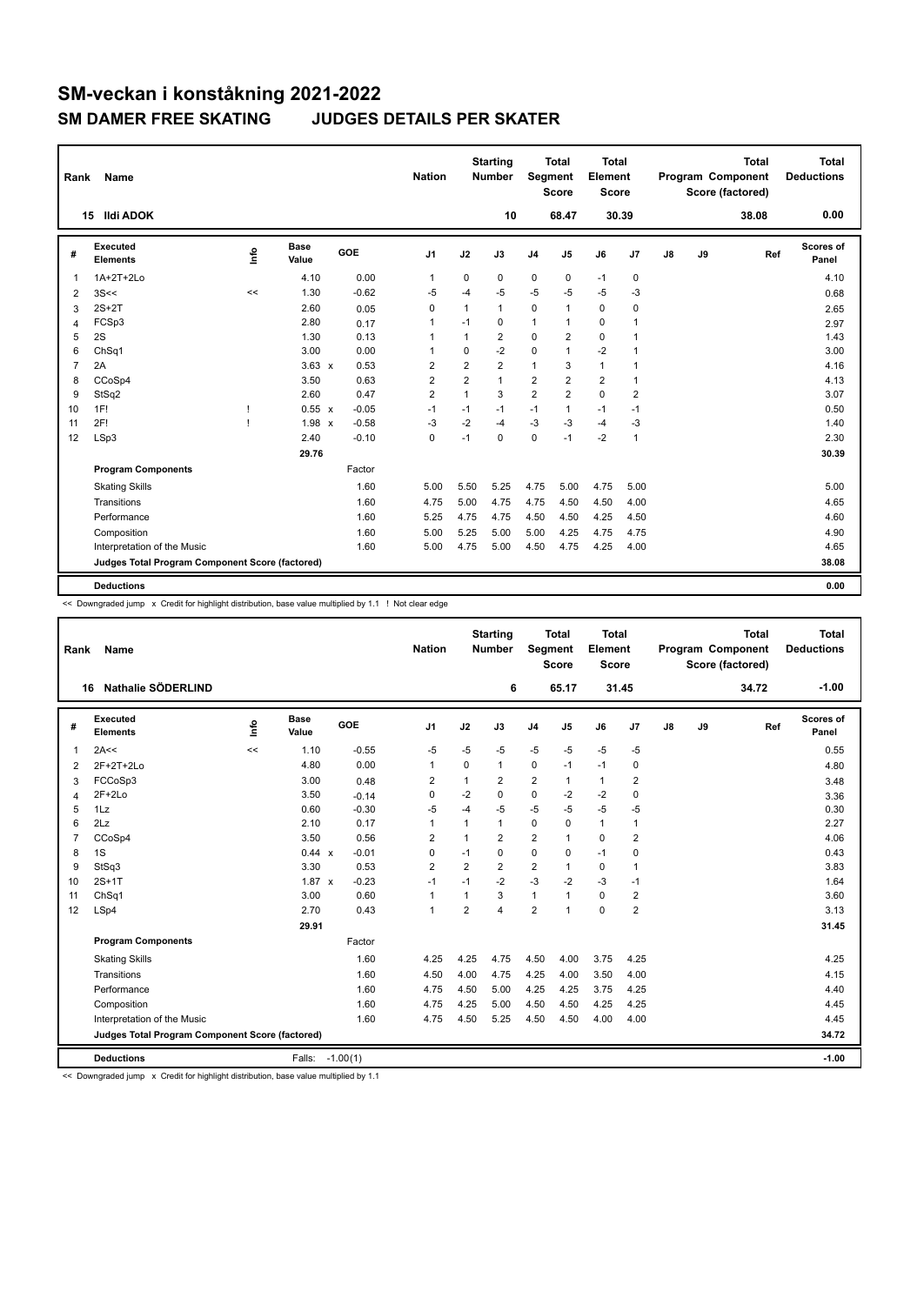# SM-veckan i konståkning 2021-2022

## SM DAMER FREE SKATING JUDGES DETAILS PER SKATER

| Rank | Name | Nation | Starting Number | Total Segment Score | Total Element Score | Total Program Component Score (factored) | Total Deductions |
|---|---|---|---|---|---|---|---|
| 15 | Ildi ADOK | | 10 | 68.47 | 30.39 | 38.08 | 0.00 |

| # | Executed Elements | Info | Base Value | | GOE | J1 | J2 | J3 | J4 | J5 | J6 | J7 | J8 | J9 | Ref | Scores of Panel |
|---|---|---|---|---|---|---|---|---|---|---|---|---|---|---|---|---|
| 1 | 1A+2T+2Lo | | 4.10 | | 0.00 | 1 | 0 | 0 | 0 | 0 | -1 | 0 | | | | 4.10 |
| 2 | 3S<< | << | 1.30 | | -0.62 | -5 | -4 | -5 | -5 | -5 | -5 | -3 | | | | 0.68 |
| 3 | 2S+2T | | 2.60 | | 0.05 | 0 | 1 | 1 | 0 | 1 | 0 | 0 | | | | 2.65 |
| 4 | FCSp3 | | 2.80 | | 0.17 | 1 | -1 | 0 | 1 | 1 | 0 | 1 | | | | 2.97 |
| 5 | 2S | | 1.30 | | 0.13 | 1 | 1 | 2 | 0 | 2 | 0 | 1 | | | | 1.43 |
| 6 | ChSq1 | | 3.00 | | 0.00 | 1 | 0 | -2 | 0 | 1 | -2 | 1 | | | | 3.00 |
| 7 | 2A | | 3.63 | x | 0.53 | 2 | 2 | 2 | 1 | 3 | 1 | 1 | | | | 4.16 |
| 8 | CCoSp4 | | 3.50 | | 0.63 | 2 | 2 | 1 | 2 | 2 | 2 | 1 | | | | 4.13 |
| 9 | StSq2 | | 2.60 | | 0.47 | 2 | 1 | 3 | 2 | 2 | 0 | 2 | | | | 3.07 |
| 10 | 1F! | ! | 0.55 | x | -0.05 | -1 | -1 | -1 | -1 | 1 | -1 | -1 | | | | 0.50 |
| 11 | 2F! | ! | 1.98 | x | -0.58 | -3 | -2 | -4 | -3 | -3 | -4 | -3 | | | | 1.40 |
| 12 | LSp3 | | 2.40 | | -0.10 | 0 | -1 | 0 | 0 | -1 | -2 | 1 | | | | 2.30 |
| | | | 29.76 | | | | | | | | | | | | | 30.39 |
| | **Program Components** | | | | Factor | | | | | | | | | | | |
| | Skating Skills | | | | 1.60 | 5.00 | 5.50 | 5.25 | 4.75 | 5.00 | 4.75 | 5.00 | | | | 5.00 |
| | Transitions | | | | 1.60 | 4.75 | 5.00 | 4.75 | 4.75 | 4.50 | 4.50 | 4.00 | | | | 4.65 |
| | Performance | | | | 1.60 | 5.25 | 4.75 | 4.75 | 4.50 | 4.50 | 4.25 | 4.50 | | | | 4.60 |
| | Composition | | | | 1.60 | 5.00 | 5.25 | 5.00 | 5.00 | 4.25 | 4.75 | 4.75 | | | | 4.90 |
| | Interpretation of the Music | | | | 1.60 | 5.00 | 4.75 | 5.00 | 4.50 | 4.75 | 4.25 | 4.00 | | | | 4.65 |
| | **Judges Total Program Component Score (factored)** | | | | | | | | | | | | | | | 38.08 |
| | **Deductions** | | | | | | | | | | | | | | | 0.00 |

<< Downgraded jump x Credit for highlight distribution, base value multiplied by 1.1 ! Not clear edge

| Rank | Name | Nation | Starting Number | Total Segment Score | Total Element Score | Total Program Component Score (factored) | Total Deductions |
|---|---|---|---|---|---|---|---|
| 16 | Nathalie SÖDERLIND | | 6 | 65.17 | 31.45 | 34.72 | -1.00 |

| # | Executed Elements | Info | Base Value | | GOE | J1 | J2 | J3 | J4 | J5 | J6 | J7 | J8 | J9 | Ref | Scores of Panel |
|---|---|---|---|---|---|---|---|---|---|---|---|---|---|---|---|---|
| 1 | 2A<< | << | 1.10 | | -0.55 | -5 | -5 | -5 | -5 | -5 | -5 | -5 | | | | 0.55 |
| 2 | 2F+2T+2Lo | | 4.80 | | 0.00 | 1 | 0 | 1 | 0 | -1 | -1 | 0 | | | | 4.80 |
| 3 | FCCoSp3 | | 3.00 | | 0.48 | 2 | 1 | 2 | 2 | 1 | 1 | 2 | | | | 3.48 |
| 4 | 2F+2Lo | | 3.50 | | -0.14 | 0 | -2 | 0 | 0 | -2 | -2 | 0 | | | | 3.36 |
| 5 | 1Lz | | 0.60 | | -0.30 | -5 | -4 | -5 | -5 | -5 | -5 | -5 | | | | 0.30 |
| 6 | 2Lz | | 2.10 | | 0.17 | 1 | 1 | 1 | 0 | 0 | 1 | 1 | | | | 2.27 |
| 7 | CCoSp4 | | 3.50 | | 0.56 | 2 | 1 | 2 | 2 | 1 | 0 | 2 | | | | 4.06 |
| 8 | 1S | | 0.44 | x | -0.01 | 0 | -1 | 0 | 0 | 0 | -1 | 0 | | | | 0.43 |
| 9 | StSq3 | | 3.30 | | 0.53 | 2 | 2 | 2 | 2 | 1 | 0 | 1 | | | | 3.83 |
| 10 | 2S+1T | | 1.87 | x | -0.23 | -1 | -1 | -2 | -3 | -2 | -3 | -1 | | | | 1.64 |
| 11 | ChSq1 | | 3.00 | | 0.60 | 1 | 1 | 3 | 1 | 1 | 0 | 2 | | | | 3.60 |
| 12 | LSp4 | | 2.70 | | 0.43 | 1 | 2 | 4 | 2 | 1 | 0 | 2 | | | | 3.13 |
| | | | 29.91 | | | | | | | | | | | | | 31.45 |
| | **Program Components** | | | | Factor | | | | | | | | | | | |
| | Skating Skills | | | | 1.60 | 4.25 | 4.25 | 4.75 | 4.50 | 4.00 | 3.75 | 4.25 | | | | 4.25 |
| | Transitions | | | | 1.60 | 4.50 | 4.00 | 4.75 | 4.25 | 4.00 | 3.50 | 4.00 | | | | 4.15 |
| | Performance | | | | 1.60 | 4.75 | 4.50 | 5.00 | 4.25 | 4.25 | 3.75 | 4.25 | | | | 4.40 |
| | Composition | | | | 1.60 | 4.75 | 4.25 | 5.00 | 4.50 | 4.50 | 4.25 | 4.25 | | | | 4.45 |
| | Interpretation of the Music | | | | 1.60 | 4.75 | 4.50 | 5.25 | 4.50 | 4.50 | 4.00 | 4.00 | | | | 4.45 |
| | **Judges Total Program Component Score (factored)** | | | | | | | | | | | | | | | 34.72 |
| | **Deductions** | | Falls: | | -1.00(1) | | | | | | | | | | | -1.00 |

<< Downgraded jump x Credit for highlight distribution, base value multiplied by 1.1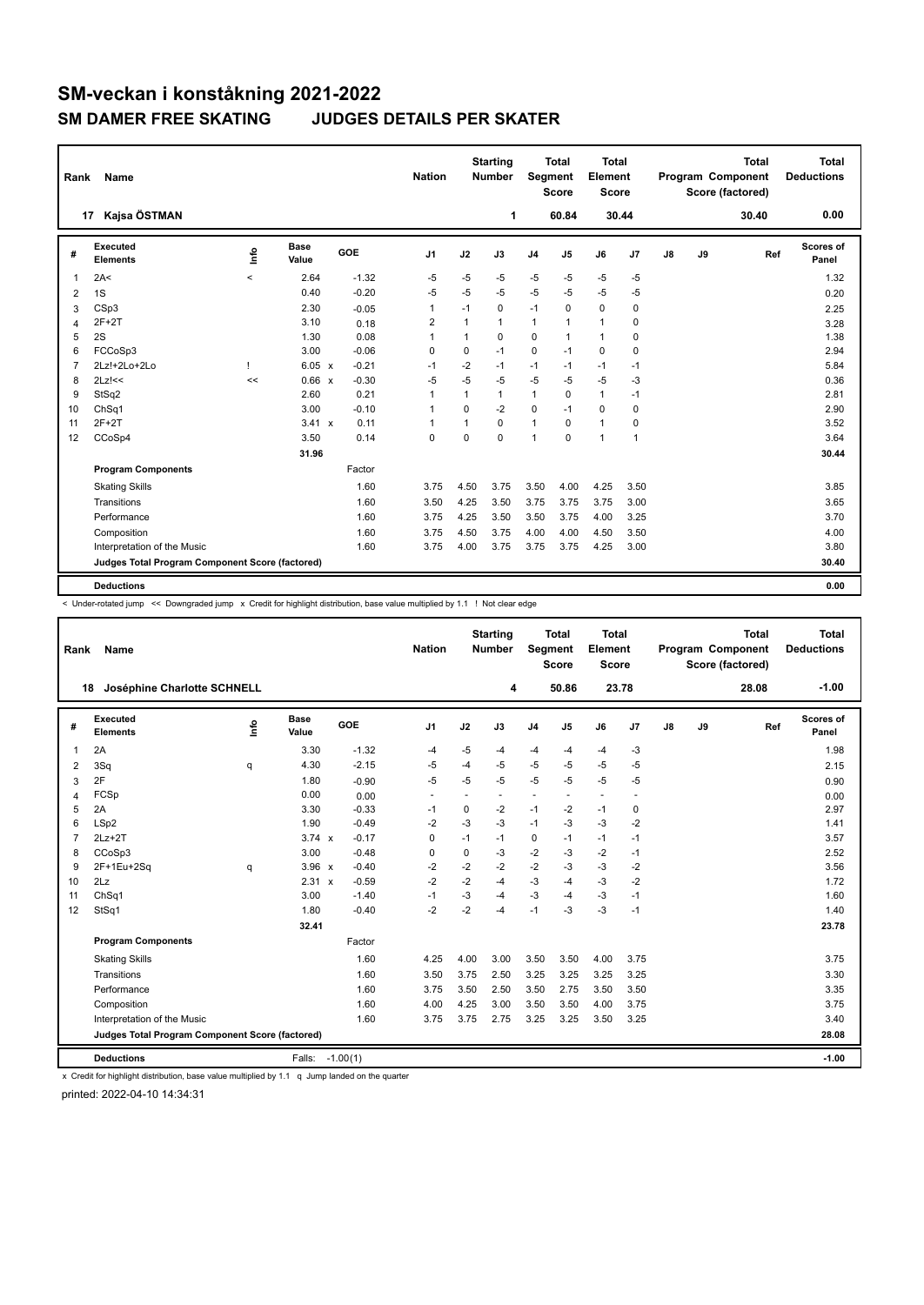# SM-veckan i konståkning 2021-2022

## SM DAMER FREE SKATING JUDGES DETAILS PER SKATER

| Rank | Name | Nation | Starting Number | Total Segment Score | Total Element Score | Total Program Component Score (factored) | Total Deductions |
|---|---|---|---|---|---|---|---|
| 17 | Kajsa ÖSTMAN | | 1 | 60.84 | 30.44 | 30.40 | 0.00 |

| # | Executed Elements | Info | Base Value | | GOE | J1 | J2 | J3 | J4 | J5 | J6 | J7 | J8 | J9 | Ref | Scores of Panel |
|---|---|---|---|---|---|---|---|---|---|---|---|---|---|---|---|---|
| 1 | 2A< | < | 2.64 | | -1.32 | -5 | -5 | -5 | -5 | -5 | -5 | -5 | | | | 1.32 |
| 2 | 1S | | 0.40 | | -0.20 | -5 | -5 | -5 | -5 | -5 | -5 | -5 | | | | 0.20 |
| 3 | CSp3 | | 2.30 | | -0.05 | 1 | -1 | 0 | -1 | 0 | 0 | 0 | | | | 2.25 |
| 4 | 2F+2T | | 3.10 | | 0.18 | 2 | 1 | 1 | 1 | 1 | 1 | 0 | | | | 3.28 |
| 5 | 2S | | 1.30 | | 0.08 | 1 | 1 | 0 | 0 | 1 | 1 | 0 | | | | 1.38 |
| 6 | FCCoSp3 | | 3.00 | | -0.06 | 0 | 0 | -1 | 0 | -1 | 0 | 0 | | | | 2.94 |
| 7 | 2Lz!+2Lo+2Lo | ! | 6.05 | x | -0.21 | -1 | -2 | -1 | -1 | -1 | -1 | -1 | | | | 5.84 |
| 8 | 2Lz!<< | << | 0.66 | x | -0.30 | -5 | -5 | -5 | -5 | -5 | -5 | -3 | | | | 0.36 |
| 9 | StSq2 | | 2.60 | | 0.21 | 1 | 1 | 1 | 1 | 0 | 1 | -1 | | | | 2.81 |
| 10 | ChSq1 | | 3.00 | | -0.10 | 1 | 0 | -2 | 0 | -1 | 0 | 0 | | | | 2.90 |
| 11 | 2F+2T | | 3.41 | x | 0.11 | 1 | 1 | 0 | 1 | 0 | 1 | 0 | | | | 3.52 |
| 12 | CCoSp4 | | 3.50 | | 0.14 | 0 | 0 | 0 | 1 | 0 | 1 | 1 | | | | 3.64 |
| | | | 31.96 | | | | | | | | | | | | | 30.44 |
| | **Program Components** | | | | Factor | | | | | | | | | | | |
| | Skating Skills | | | | 1.60 | 3.75 | 4.50 | 3.75 | 3.50 | 4.00 | 4.25 | 3.50 | | | | 3.85 |
| | Transitions | | | | 1.60 | 3.50 | 4.25 | 3.50 | 3.75 | 3.75 | 3.75 | 3.00 | | | | 3.65 |
| | Performance | | | | 1.60 | 3.75 | 4.25 | 3.50 | 3.50 | 3.75 | 4.00 | 3.25 | | | | 3.70 |
| | Composition | | | | 1.60 | 3.75 | 4.50 | 3.75 | 4.00 | 4.00 | 4.50 | 3.50 | | | | 4.00 |
| | Interpretation of the Music | | | | 1.60 | 3.75 | 4.00 | 3.75 | 3.75 | 3.75 | 4.25 | 3.00 | | | | 3.80 |
| | **Judges Total Program Component Score (factored)** | | | | | | | | | | | | | | | 30.40 |
| | **Deductions** | | | | | | | | | | | | | | | 0.00 |

< Under-rotated jump << Downgraded jump x Credit for highlight distribution, base value multiplied by 1.1 ! Not clear edge

| Rank | Name | Nation | Starting Number | Total Segment Score | Total Element Score | Total Program Component Score (factored) | Total Deductions |
|---|---|---|---|---|---|---|---|
| 18 | Joséphine Charlotte SCHNELL | | 4 | 50.86 | 23.78 | 28.08 | -1.00 |

| # | Executed Elements | Info | Base Value | | GOE | J1 | J2 | J3 | J4 | J5 | J6 | J7 | J8 | J9 | Ref | Scores of Panel |
|---|---|---|---|---|---|---|---|---|---|---|---|---|---|---|---|---|
| 1 | 2A | | 3.30 | | -1.32 | -4 | -5 | -4 | -4 | -4 | -4 | -3 | | | | 1.98 |
| 2 | 3Sq | q | 4.30 | | -2.15 | -5 | -4 | -5 | -5 | -5 | -5 | -5 | | | | 2.15 |
| 3 | 2F | | 1.80 | | -0.90 | -5 | -5 | -5 | -5 | -5 | -5 | -5 | | | | 0.90 |
| 4 | FCSp | | 0.00 | | 0.00 | - | - | - | - | - | - | - | | | | 0.00 |
| 5 | 2A | | 3.30 | | -0.33 | -1 | 0 | -2 | -1 | -2 | -1 | 0 | | | | 2.97 |
| 6 | LSp2 | | 1.90 | | -0.49 | -2 | -3 | -3 | -1 | -3 | -3 | -2 | | | | 1.41 |
| 7 | 2Lz+2T | | 3.74 | x | -0.17 | 0 | -1 | -1 | 0 | -1 | -1 | -1 | | | | 3.57 |
| 8 | CCoSp3 | | 3.00 | | -0.48 | 0 | 0 | -3 | -2 | -3 | -2 | -1 | | | | 2.52 |
| 9 | 2F+1Eu+2Sq | q | 3.96 | x | -0.40 | -2 | -2 | -2 | -2 | -3 | -3 | -2 | | | | 3.56 |
| 10 | 2Lz | | 2.31 | x | -0.59 | -2 | -2 | -4 | -3 | -4 | -3 | -2 | | | | 1.72 |
| 11 | ChSq1 | | 3.00 | | -1.40 | -1 | -3 | -4 | -3 | -4 | -3 | -1 | | | | 1.60 |
| 12 | StSq1 | | 1.80 | | -0.40 | -2 | -2 | -4 | -1 | -3 | -3 | -1 | | | | 1.40 |
| | | | 32.41 | | | | | | | | | | | | | 23.78 |
| | **Program Components** | | | | Factor | | | | | | | | | | | |
| | Skating Skills | | | | 1.60 | 4.25 | 4.00 | 3.00 | 3.50 | 3.50 | 4.00 | 3.75 | | | | 3.75 |
| | Transitions | | | | 1.60 | 3.50 | 3.75 | 2.50 | 3.25 | 3.25 | 3.25 | 3.25 | | | | 3.30 |
| | Performance | | | | 1.60 | 3.75 | 3.50 | 2.50 | 3.50 | 2.75 | 3.50 | 3.50 | | | | 3.35 |
| | Composition | | | | 1.60 | 4.00 | 4.25 | 3.00 | 3.50 | 3.50 | 4.00 | 3.75 | | | | 3.75 |
| | Interpretation of the Music | | | | 1.60 | 3.75 | 3.75 | 2.75 | 3.25 | 3.25 | 3.50 | 3.25 | | | | 3.40 |
| | **Judges Total Program Component Score (factored)** | | | | | | | | | | | | | | | 28.08 |
| | **Deductions** | | Falls: | -1.00(1) | | | | | | | | | | | | -1.00 |

x Credit for highlight distribution, base value multiplied by 1.1 q Jump landed on the quarter

printed: 2022-04-10 14:34:31